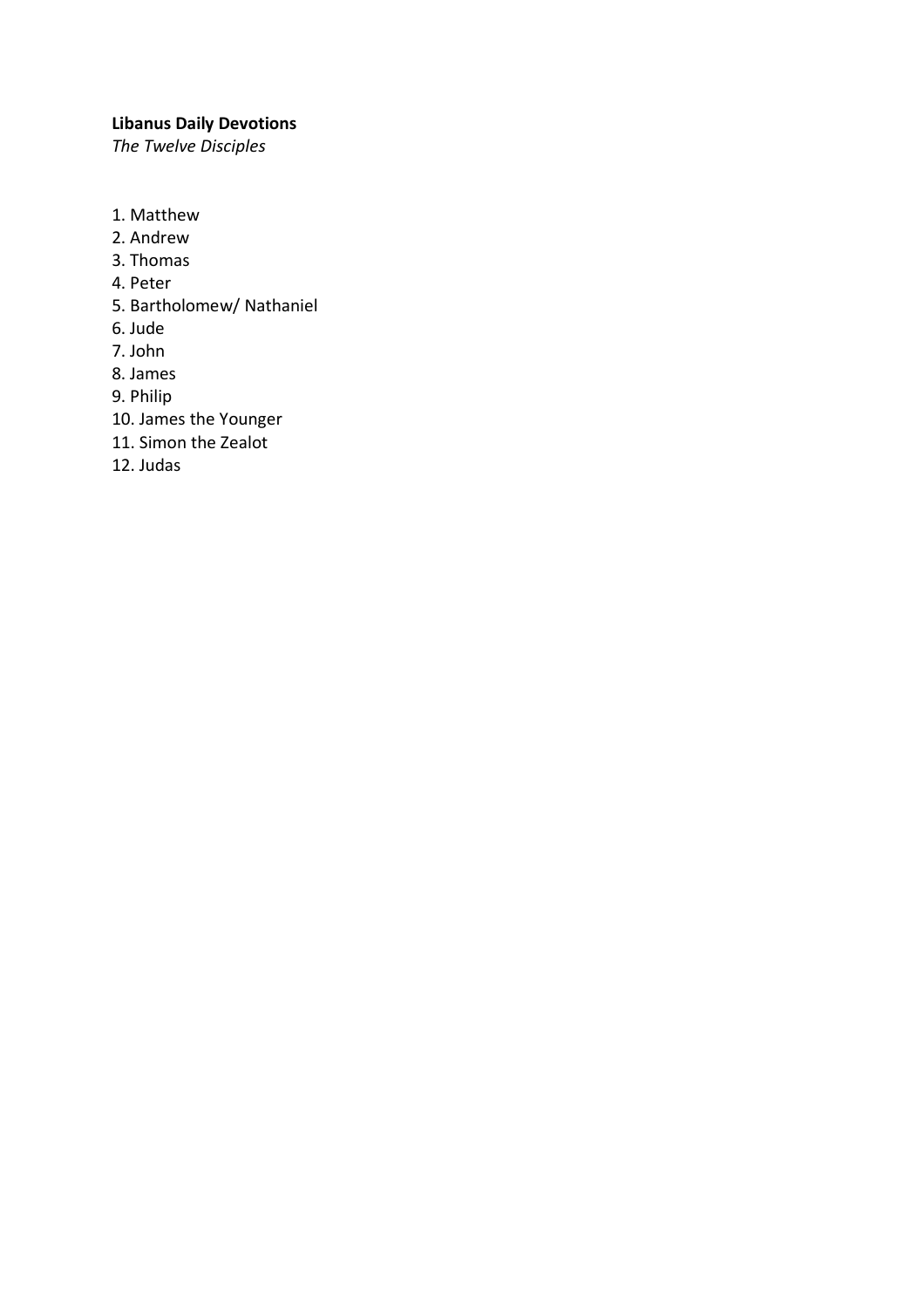**Libanus Daily Devotions**
*The Twelve Disciples*

1. Matthew
2. Andrew
3. Thomas
4. Peter
5. Bartholomew/ Nathaniel
6. Jude
7. John
8. James
9. Philip
10. James the Younger
11. Simon the Zealot
12. Judas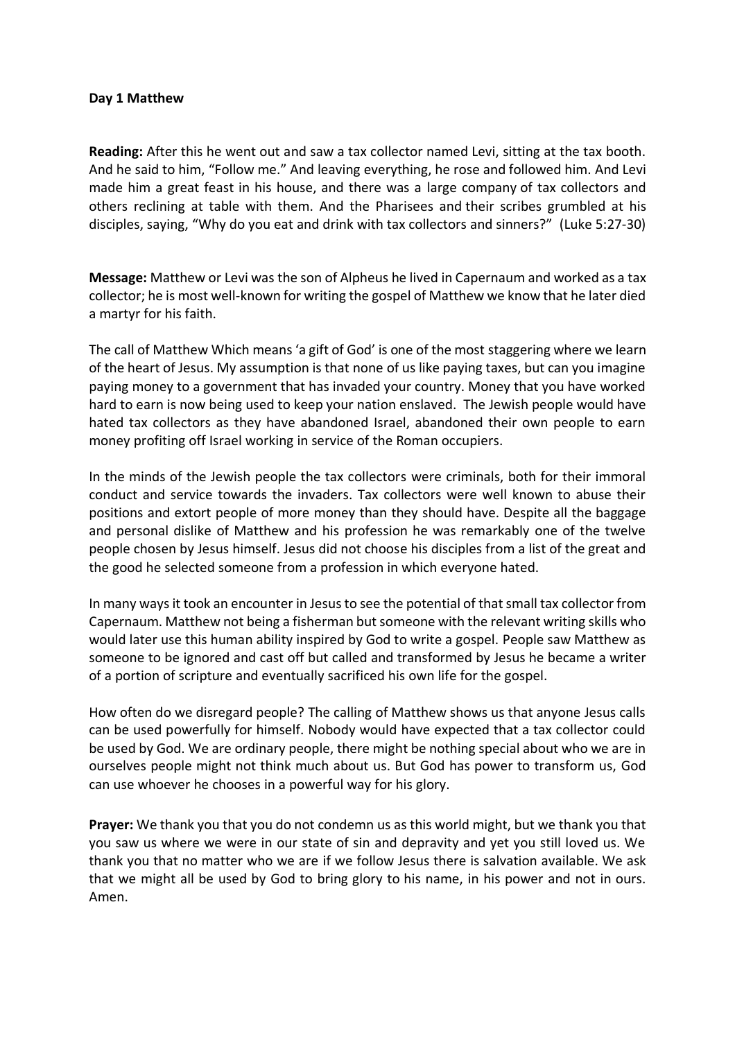**Day 1 Matthew**

**Reading:** After this he went out and saw a tax collector named Levi, sitting at the tax booth. And he said to him, "Follow me." And leaving everything, he rose and followed him. And Levi made him a great feast in his house, and there was a large company of tax collectors and others reclining at table with them. And the Pharisees and their scribes grumbled at his disciples, saying, "Why do you eat and drink with tax collectors and sinners?" (Luke 5:27-30)

**Message:** Matthew or Levi was the son of Alpheus he lived in Capernaum and worked as a tax collector; he is most well-known for writing the gospel of Matthew we know that he later died a martyr for his faith.

The call of Matthew Which means 'a gift of God' is one of the most staggering where we learn of the heart of Jesus. My assumption is that none of us like paying taxes, but can you imagine paying money to a government that has invaded your country. Money that you have worked hard to earn is now being used to keep your nation enslaved. The Jewish people would have hated tax collectors as they have abandoned Israel, abandoned their own people to earn money profiting off Israel working in service of the Roman occupiers.

In the minds of the Jewish people the tax collectors were criminals, both for their immoral conduct and service towards the invaders. Tax collectors were well known to abuse their positions and extort people of more money than they should have. Despite all the baggage and personal dislike of Matthew and his profession he was remarkably one of the twelve people chosen by Jesus himself. Jesus did not choose his disciples from a list of the great and the good he selected someone from a profession in which everyone hated.

In many ways it took an encounter in Jesus to see the potential of that small tax collector from Capernaum. Matthew not being a fisherman but someone with the relevant writing skills who would later use this human ability inspired by God to write a gospel. People saw Matthew as someone to be ignored and cast off but called and transformed by Jesus he became a writer of a portion of scripture and eventually sacrificed his own life for the gospel.

How often do we disregard people? The calling of Matthew shows us that anyone Jesus calls can be used powerfully for himself. Nobody would have expected that a tax collector could be used by God. We are ordinary people, there might be nothing special about who we are in ourselves people might not think much about us. But God has power to transform us, God can use whoever he chooses in a powerful way for his glory.

**Prayer:** We thank you that you do not condemn us as this world might, but we thank you that you saw us where we were in our state of sin and depravity and yet you still loved us. We thank you that no matter who we are if we follow Jesus there is salvation available. We ask that we might all be used by God to bring glory to his name, in his power and not in ours. Amen.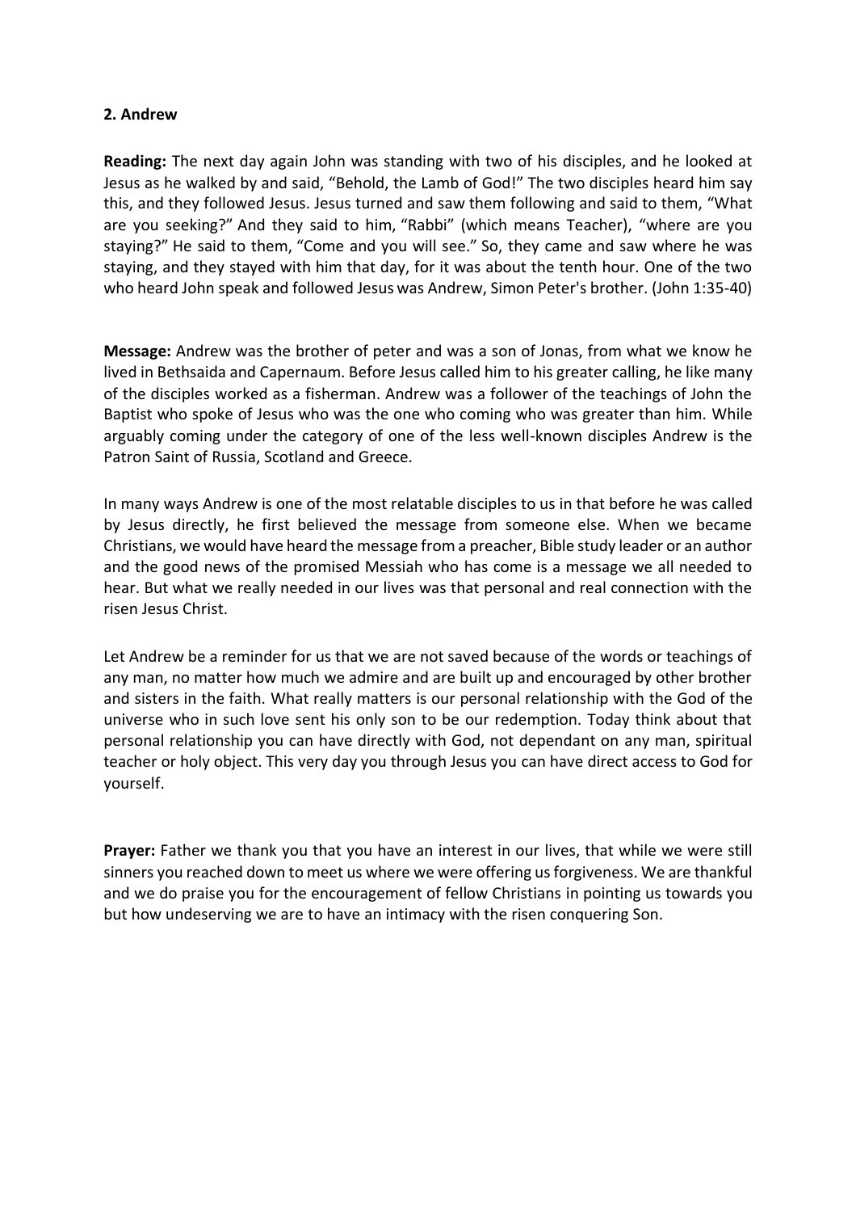**2. Andrew**

**Reading:** The next day again John was standing with two of his disciples, and he looked at Jesus as he walked by and said, "Behold, the Lamb of God!" The two disciples heard him say this, and they followed Jesus. Jesus turned and saw them following and said to them, "What are you seeking?" And they said to him, "Rabbi" (which means Teacher), "where are you staying?" He said to them, "Come and you will see." So, they came and saw where he was staying, and they stayed with him that day, for it was about the tenth hour. One of the two who heard John speak and followed Jesus was Andrew, Simon Peter's brother. (John 1:35-40)

**Message:** Andrew was the brother of peter and was a son of Jonas, from what we know he lived in Bethsaida and Capernaum. Before Jesus called him to his greater calling, he like many of the disciples worked as a fisherman. Andrew was a follower of the teachings of John the Baptist who spoke of Jesus who was the one who coming who was greater than him. While arguably coming under the category of one of the less well-known disciples Andrew is the Patron Saint of Russia, Scotland and Greece.

In many ways Andrew is one of the most relatable disciples to us in that before he was called by Jesus directly, he first believed the message from someone else. When we became Christians, we would have heard the message from a preacher, Bible study leader or an author and the good news of the promised Messiah who has come is a message we all needed to hear. But what we really needed in our lives was that personal and real connection with the risen Jesus Christ.

Let Andrew be a reminder for us that we are not saved because of the words or teachings of any man, no matter how much we admire and are built up and encouraged by other brother and sisters in the faith. What really matters is our personal relationship with the God of the universe who in such love sent his only son to be our redemption. Today think about that personal relationship you can have directly with God, not dependant on any man, spiritual teacher or holy object. This very day you through Jesus you can have direct access to God for yourself.

**Prayer:** Father we thank you that you have an interest in our lives, that while we were still sinners you reached down to meet us where we were offering us forgiveness. We are thankful and we do praise you for the encouragement of fellow Christians in pointing us towards you but how undeserving we are to have an intimacy with the risen conquering Son.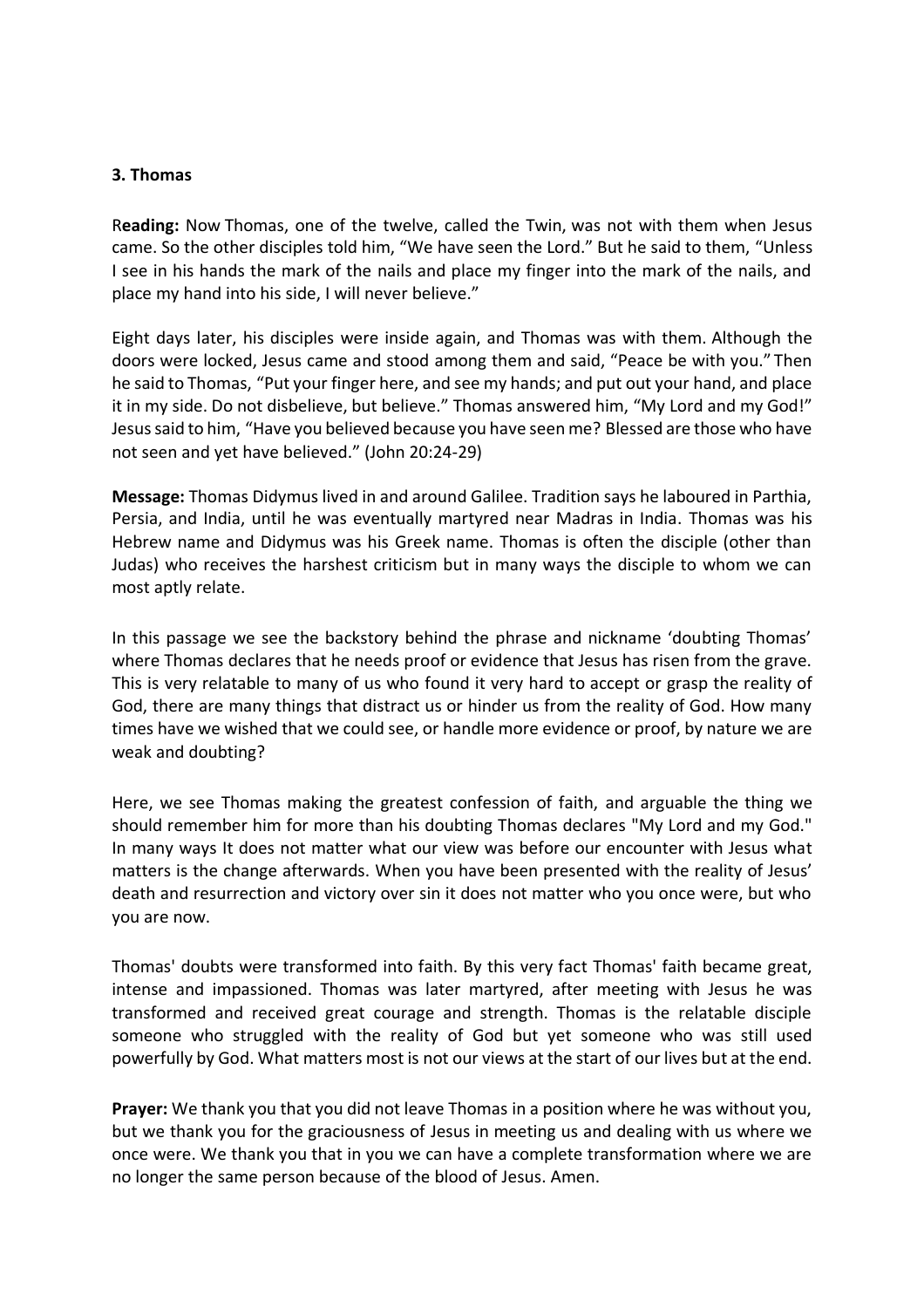**3. Thomas**

**Reading:** Now Thomas, one of the twelve, called the Twin, was not with them when Jesus came. So the other disciples told him, “We have seen the Lord.” But he said to them, “Unless I see in his hands the mark of the nails and place my finger into the mark of the nails, and place my hand into his side, I will never believe.”

Eight days later, his disciples were inside again, and Thomas was with them. Although the doors were locked, Jesus came and stood among them and said, “Peace be with you.” Then he said to Thomas, “Put your finger here, and see my hands; and put out your hand, and place it in my side. Do not disbelieve, but believe.” Thomas answered him, “My Lord and my God!” Jesus said to him, “Have you believed because you have seen me? Blessed are those who have not seen and yet have believed.” (John 20:24-29)

**Message:** Thomas Didymus lived in and around Galilee. Tradition says he laboured in Parthia, Persia, and India, until he was eventually martyred near Madras in India. Thomas was his Hebrew name and Didymus was his Greek name. Thomas is often the disciple (other than Judas) who receives the harshest criticism but in many ways the disciple to whom we can most aptly relate.

In this passage we see the backstory behind the phrase and nickname ‘doubting Thomas’ where Thomas declares that he needs proof or evidence that Jesus has risen from the grave. This is very relatable to many of us who found it very hard to accept or grasp the reality of God, there are many things that distract us or hinder us from the reality of God. How many times have we wished that we could see, or handle more evidence or proof, by nature we are weak and doubting?

Here, we see Thomas making the greatest confession of faith, and arguable the thing we should remember him for more than his doubting Thomas declares "My Lord and my God." In many ways It does not matter what our view was before our encounter with Jesus what matters is the change afterwards. When you have been presented with the reality of Jesus’ death and resurrection and victory over sin it does not matter who you once were, but who you are now.

Thomas' doubts were transformed into faith. By this very fact Thomas' faith became great, intense and impassioned. Thomas was later martyred, after meeting with Jesus he was transformed and received great courage and strength. Thomas is the relatable disciple someone who struggled with the reality of God but yet someone who was still used powerfully by God. What matters most is not our views at the start of our lives but at the end.

**Prayer:** We thank you that you did not leave Thomas in a position where he was without you, but we thank you for the graciousness of Jesus in meeting us and dealing with us where we once were. We thank you that in you we can have a complete transformation where we are no longer the same person because of the blood of Jesus. Amen.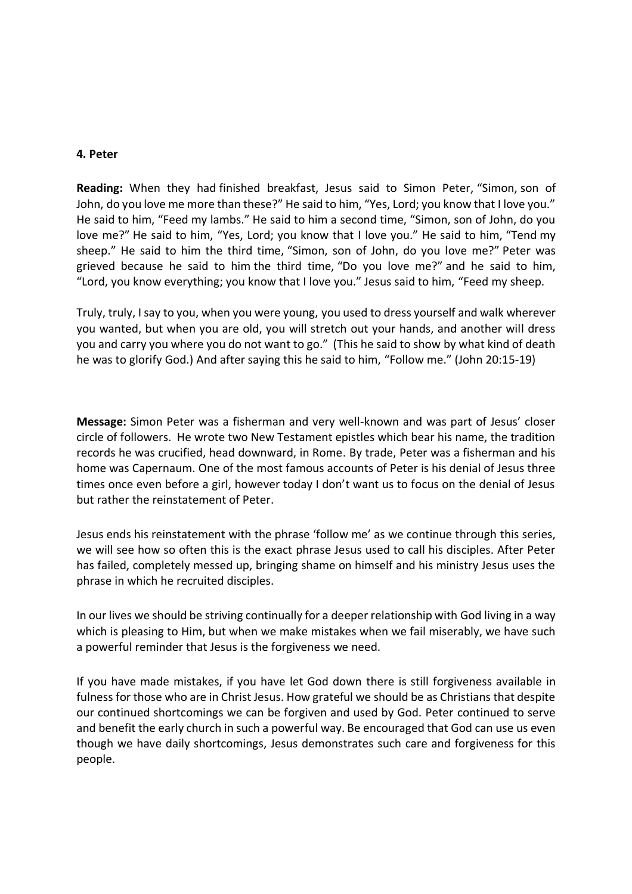**4. Peter**

**Reading:** When they had finished breakfast, Jesus said to Simon Peter, "Simon, son of John, do you love me more than these?" He said to him, "Yes, Lord; you know that I love you." He said to him, "Feed my lambs." He said to him a second time, "Simon, son of John, do you love me?" He said to him, "Yes, Lord; you know that I love you." He said to him, "Tend my sheep." He said to him the third time, "Simon, son of John, do you love me?" Peter was grieved because he said to him the third time, "Do you love me?" and he said to him, "Lord, you know everything; you know that I love you." Jesus said to him, "Feed my sheep.

Truly, truly, I say to you, when you were young, you used to dress yourself and walk wherever you wanted, but when you are old, you will stretch out your hands, and another will dress you and carry you where you do not want to go." (This he said to show by what kind of death he was to glorify God.) And after saying this he said to him, "Follow me." (John 20:15-19)

**Message:** Simon Peter was a fisherman and very well-known and was part of Jesus' closer circle of followers. He wrote two New Testament epistles which bear his name, the tradition records he was crucified, head downward, in Rome. By trade, Peter was a fisherman and his home was Capernaum. One of the most famous accounts of Peter is his denial of Jesus three times once even before a girl, however today I don't want us to focus on the denial of Jesus but rather the reinstatement of Peter.

Jesus ends his reinstatement with the phrase 'follow me' as we continue through this series, we will see how so often this is the exact phrase Jesus used to call his disciples. After Peter has failed, completely messed up, bringing shame on himself and his ministry Jesus uses the phrase in which he recruited disciples.

In our lives we should be striving continually for a deeper relationship with God living in a way which is pleasing to Him, but when we make mistakes when we fail miserably, we have such a powerful reminder that Jesus is the forgiveness we need.

If you have made mistakes, if you have let God down there is still forgiveness available in fulness for those who are in Christ Jesus. How grateful we should be as Christians that despite our continued shortcomings we can be forgiven and used by God. Peter continued to serve and benefit the early church in such a powerful way. Be encouraged that God can use us even though we have daily shortcomings, Jesus demonstrates such care and forgiveness for this people.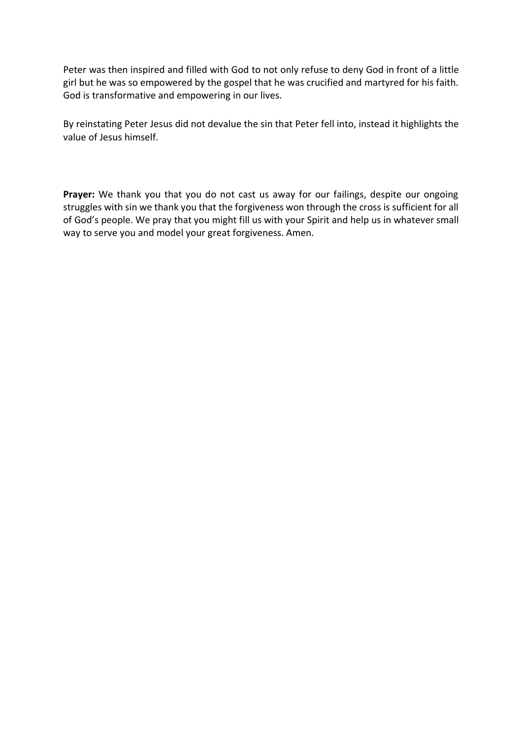Peter was then inspired and filled with God to not only refuse to deny God in front of a little girl but he was so empowered by the gospel that he was crucified and martyred for his faith. God is transformative and empowering in our lives.

By reinstating Peter Jesus did not devalue the sin that Peter fell into, instead it highlights the value of Jesus himself.

**Prayer:** We thank you that you do not cast us away for our failings, despite our ongoing struggles with sin we thank you that the forgiveness won through the cross is sufficient for all of God's people. We pray that you might fill us with your Spirit and help us in whatever small way to serve you and model your great forgiveness. Amen.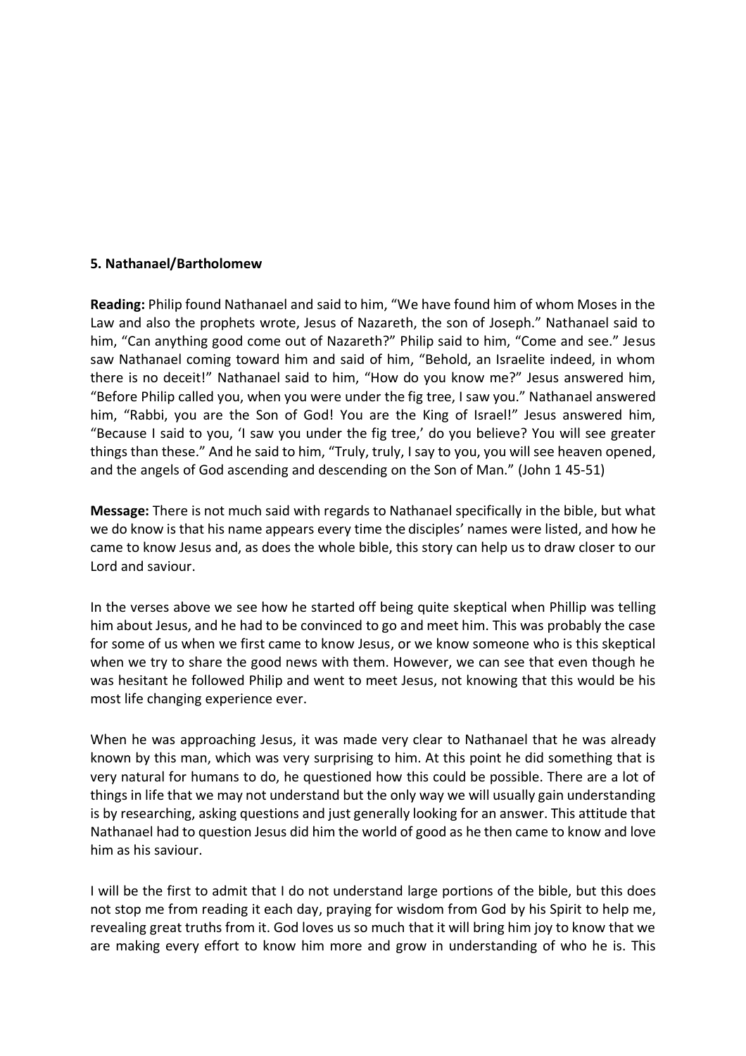**5. Nathanael/Bartholomew**

**Reading:** Philip found Nathanael and said to him, "We have found him of whom Moses in the Law and also the prophets wrote, Jesus of Nazareth, the son of Joseph." Nathanael said to him, "Can anything good come out of Nazareth?" Philip said to him, "Come and see." Jesus saw Nathanael coming toward him and said of him, "Behold, an Israelite indeed, in whom there is no deceit!" Nathanael said to him, "How do you know me?" Jesus answered him, "Before Philip called you, when you were under the fig tree, I saw you." Nathanael answered him, "Rabbi, you are the Son of God! You are the King of Israel!" Jesus answered him, "Because I said to you, 'I saw you under the fig tree,' do you believe? You will see greater things than these." And he said to him, "Truly, truly, I say to you, you will see heaven opened, and the angels of God ascending and descending on the Son of Man." (John 1 45-51)

**Message:** There is not much said with regards to Nathanael specifically in the bible, but what we do know is that his name appears every time the disciples' names were listed, and how he came to know Jesus and, as does the whole bible, this story can help us to draw closer to our Lord and saviour.

In the verses above we see how he started off being quite skeptical when Phillip was telling him about Jesus, and he had to be convinced to go and meet him. This was probably the case for some of us when we first came to know Jesus, or we know someone who is this skeptical when we try to share the good news with them. However, we can see that even though he was hesitant he followed Philip and went to meet Jesus, not knowing that this would be his most life changing experience ever.

When he was approaching Jesus, it was made very clear to Nathanael that he was already known by this man, which was very surprising to him. At this point he did something that is very natural for humans to do, he questioned how this could be possible. There are a lot of things in life that we may not understand but the only way we will usually gain understanding is by researching, asking questions and just generally looking for an answer. This attitude that Nathanael had to question Jesus did him the world of good as he then came to know and love him as his saviour.

I will be the first to admit that I do not understand large portions of the bible, but this does not stop me from reading it each day, praying for wisdom from God by his Spirit to help me, revealing great truths from it. God loves us so much that it will bring him joy to know that we are making every effort to know him more and grow in understanding of who he is. This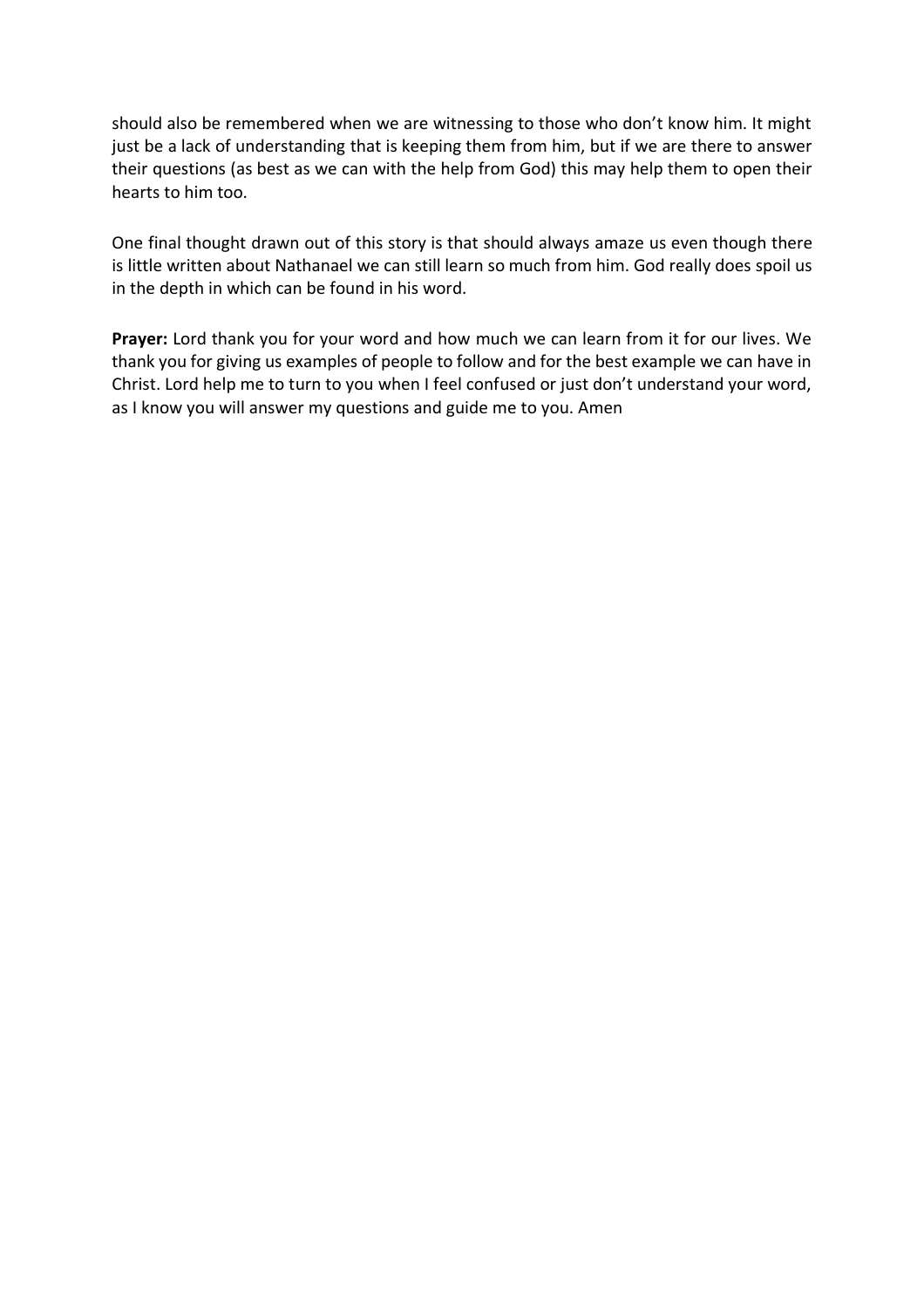should also be remembered when we are witnessing to those who don't know him. It might just be a lack of understanding that is keeping them from him, but if we are there to answer their questions (as best as we can with the help from God) this may help them to open their hearts to him too.

One final thought drawn out of this story is that should always amaze us even though there is little written about Nathanael we can still learn so much from him. God really does spoil us in the depth in which can be found in his word.

**Prayer:** Lord thank you for your word and how much we can learn from it for our lives. We thank you for giving us examples of people to follow and for the best example we can have in Christ. Lord help me to turn to you when I feel confused or just don't understand your word, as I know you will answer my questions and guide me to you. Amen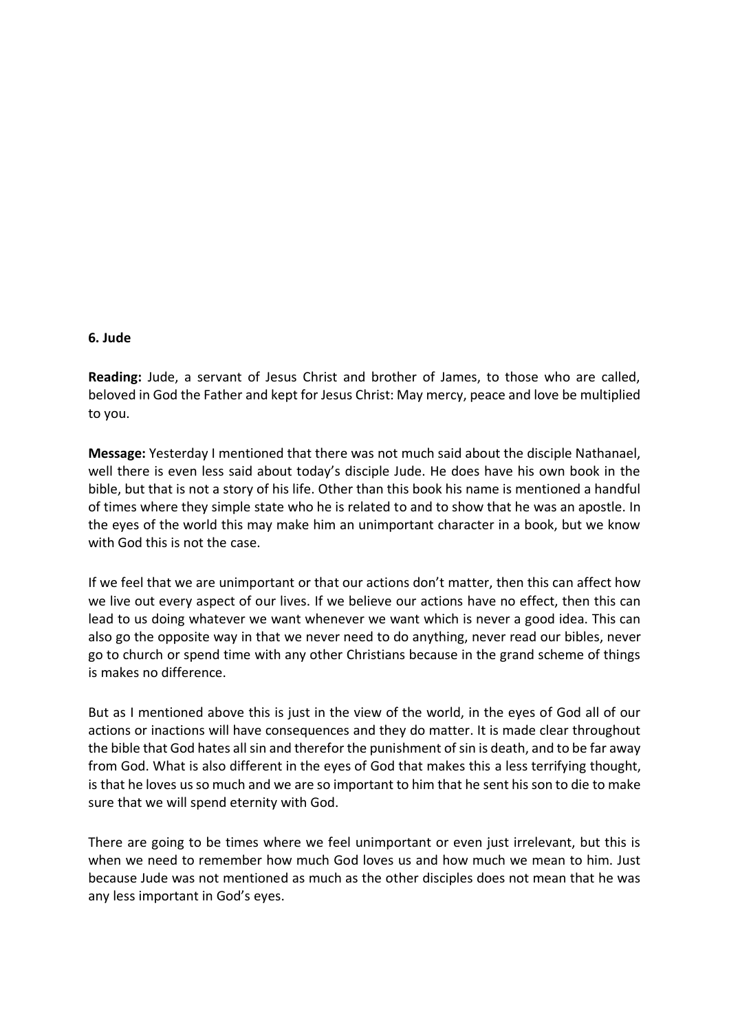**6. Jude**

**Reading:** Jude, a servant of Jesus Christ and brother of James, to those who are called, beloved in God the Father and kept for Jesus Christ: May mercy, peace and love be multiplied to you.

**Message:** Yesterday I mentioned that there was not much said about the disciple Nathanael, well there is even less said about today's disciple Jude. He does have his own book in the bible, but that is not a story of his life. Other than this book his name is mentioned a handful of times where they simple state who he is related to and to show that he was an apostle. In the eyes of the world this may make him an unimportant character in a book, but we know with God this is not the case.

If we feel that we are unimportant or that our actions don't matter, then this can affect how we live out every aspect of our lives. If we believe our actions have no effect, then this can lead to us doing whatever we want whenever we want which is never a good idea. This can also go the opposite way in that we never need to do anything, never read our bibles, never go to church or spend time with any other Christians because in the grand scheme of things is makes no difference.

But as I mentioned above this is just in the view of the world, in the eyes of God all of our actions or inactions will have consequences and they do matter. It is made clear throughout the bible that God hates all sin and therefor the punishment of sin is death, and to be far away from God. What is also different in the eyes of God that makes this a less terrifying thought, is that he loves us so much and we are so important to him that he sent his son to die to make sure that we will spend eternity with God.

There are going to be times where we feel unimportant or even just irrelevant, but this is when we need to remember how much God loves us and how much we mean to him. Just because Jude was not mentioned as much as the other disciples does not mean that he was any less important in God's eyes.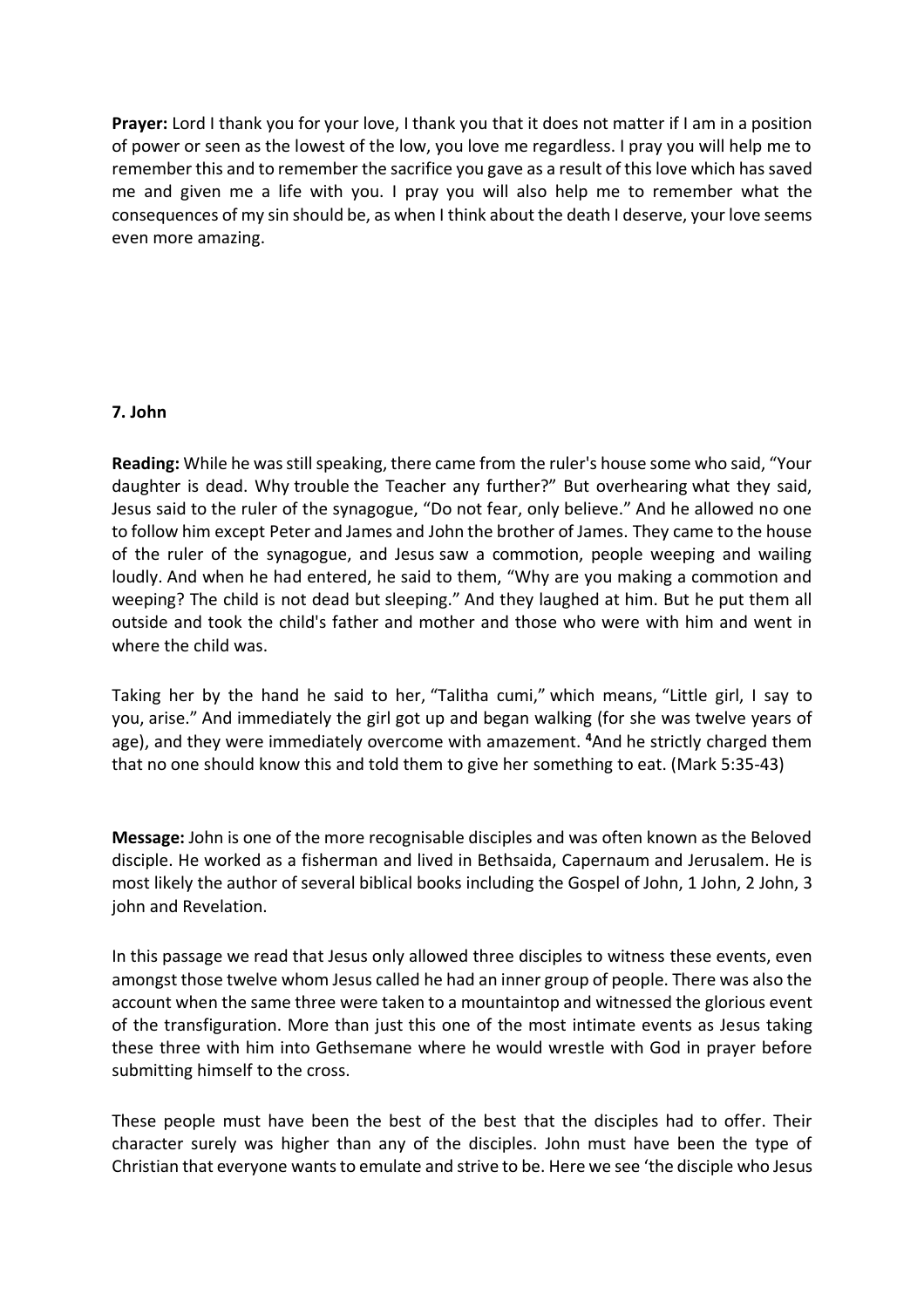**Prayer:** Lord I thank you for your love, I thank you that it does not matter if I am in a position of power or seen as the lowest of the low, you love me regardless. I pray you will help me to remember this and to remember the sacrifice you gave as a result of this love which has saved me and given me a life with you. I pray you will also help me to remember what the consequences of my sin should be, as when I think about the death I deserve, your love seems even more amazing.

## 7. John

**Reading:** While he was still speaking, there came from the ruler's house some who said, "Your daughter is dead. Why trouble the Teacher any further?" But overhearing what they said, Jesus said to the ruler of the synagogue, "Do not fear, only believe." And he allowed no one to follow him except Peter and James and John the brother of James. They came to the house of the ruler of the synagogue, and Jesus saw a commotion, people weeping and wailing loudly. And when he had entered, he said to them, "Why are you making a commotion and weeping? The child is not dead but sleeping." And they laughed at him. But he put them all outside and took the child's father and mother and those who were with him and went in where the child was.

Taking her by the hand he said to her, "Talitha cumi," which means, "Little girl, I say to you, arise." And immediately the girl got up and began walking (for she was twelve years of age), and they were immediately overcome with amazement. [4]And he strictly charged them that no one should know this and told them to give her something to eat. (Mark 5:35-43)

**Message:** John is one of the more recognisable disciples and was often known as the Beloved disciple. He worked as a fisherman and lived in Bethsaida, Capernaum and Jerusalem. He is most likely the author of several biblical books including the Gospel of John, 1 John, 2 John, 3 john and Revelation.

In this passage we read that Jesus only allowed three disciples to witness these events, even amongst those twelve whom Jesus called he had an inner group of people. There was also the account when the same three were taken to a mountaintop and witnessed the glorious event of the transfiguration. More than just this one of the most intimate events as Jesus taking these three with him into Gethsemane where he would wrestle with God in prayer before submitting himself to the cross.

These people must have been the best of the best that the disciples had to offer. Their character surely was higher than any of the disciples. John must have been the type of Christian that everyone wants to emulate and strive to be. Here we see 'the disciple who Jesus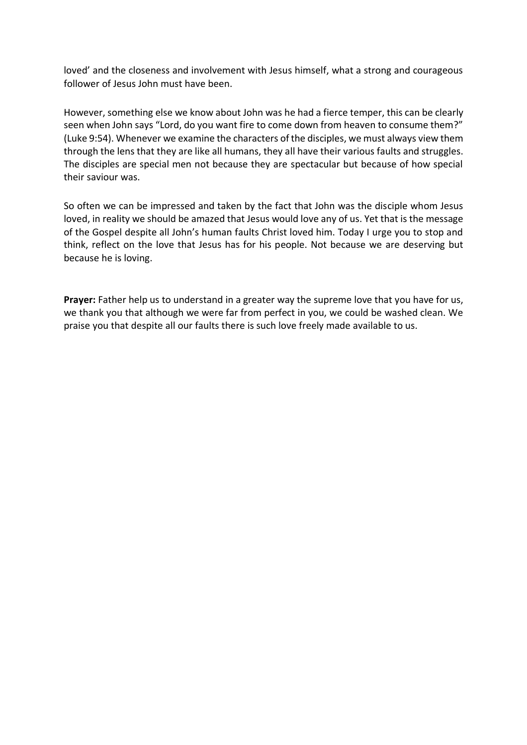loved' and the closeness and involvement with Jesus himself, what a strong and courageous follower of Jesus John must have been.

However, something else we know about John was he had a fierce temper, this can be clearly seen when John says "Lord, do you want fire to come down from heaven to consume them?" (Luke 9:54). Whenever we examine the characters of the disciples, we must always view them through the lens that they are like all humans, they all have their various faults and struggles. The disciples are special men not because they are spectacular but because of how special their saviour was.

So often we can be impressed and taken by the fact that John was the disciple whom Jesus loved, in reality we should be amazed that Jesus would love any of us. Yet that is the message of the Gospel despite all John's human faults Christ loved him. Today I urge you to stop and think, reflect on the love that Jesus has for his people. Not because we are deserving but because he is loving.

**Prayer:** Father help us to understand in a greater way the supreme love that you have for us, we thank you that although we were far from perfect in you, we could be washed clean. We praise you that despite all our faults there is such love freely made available to us.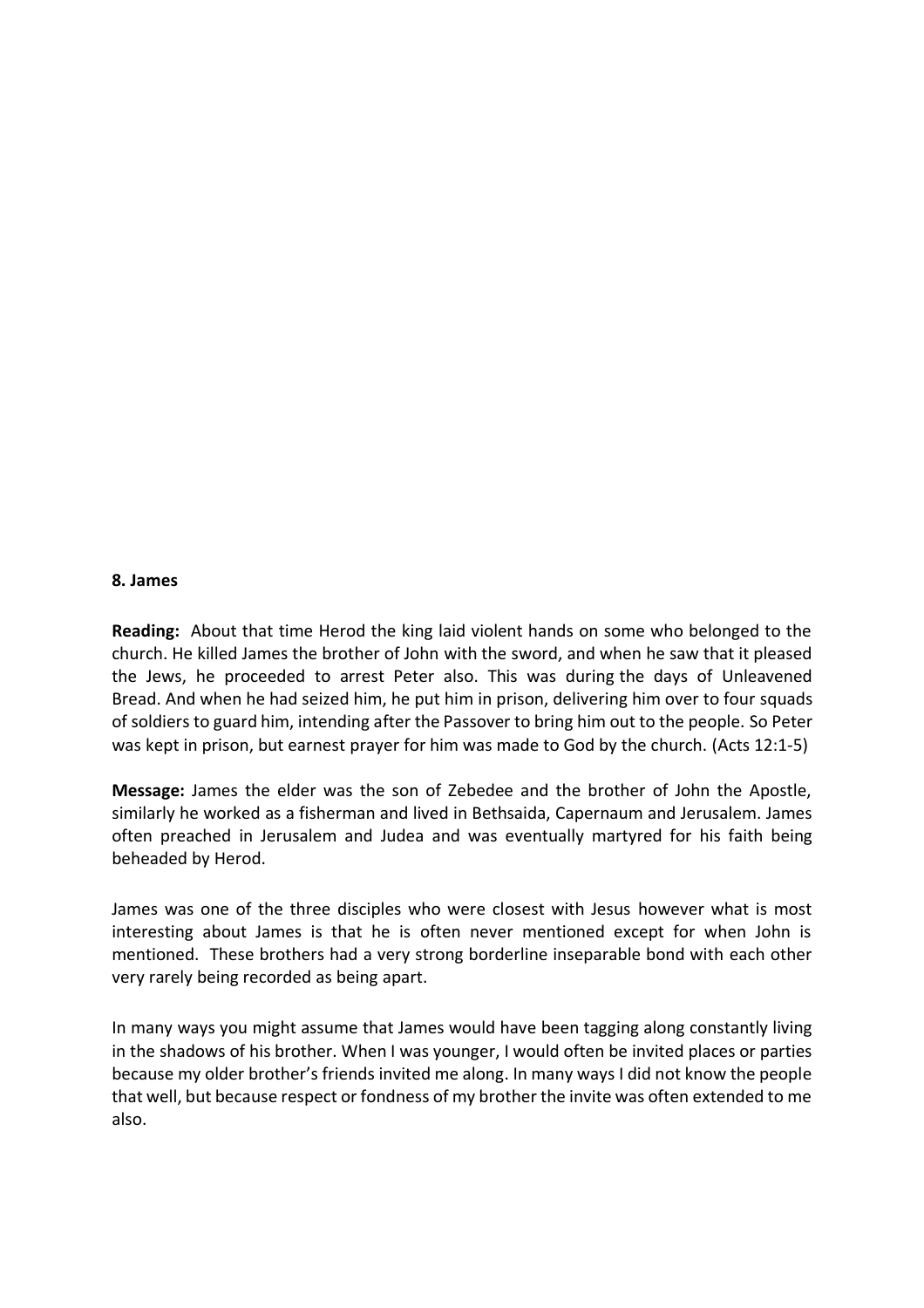**8. James**

**Reading:** About that time Herod the king laid violent hands on some who belonged to the church. He killed James the brother of John with the sword, and when he saw that it pleased the Jews, he proceeded to arrest Peter also. This was during the days of Unleavened Bread. And when he had seized him, he put him in prison, delivering him over to four squads of soldiers to guard him, intending after the Passover to bring him out to the people. So Peter was kept in prison, but earnest prayer for him was made to God by the church. (Acts 12:1-5)

**Message:** James the elder was the son of Zebedee and the brother of John the Apostle, similarly he worked as a fisherman and lived in Bethsaida, Capernaum and Jerusalem. James often preached in Jerusalem and Judea and was eventually martyred for his faith being beheaded by Herod.

James was one of the three disciples who were closest with Jesus however what is most interesting about James is that he is often never mentioned except for when John is mentioned. These brothers had a very strong borderline inseparable bond with each other very rarely being recorded as being apart.

In many ways you might assume that James would have been tagging along constantly living in the shadows of his brother. When I was younger, I would often be invited places or parties because my older brother's friends invited me along. In many ways I did not know the people that well, but because respect or fondness of my brother the invite was often extended to me also.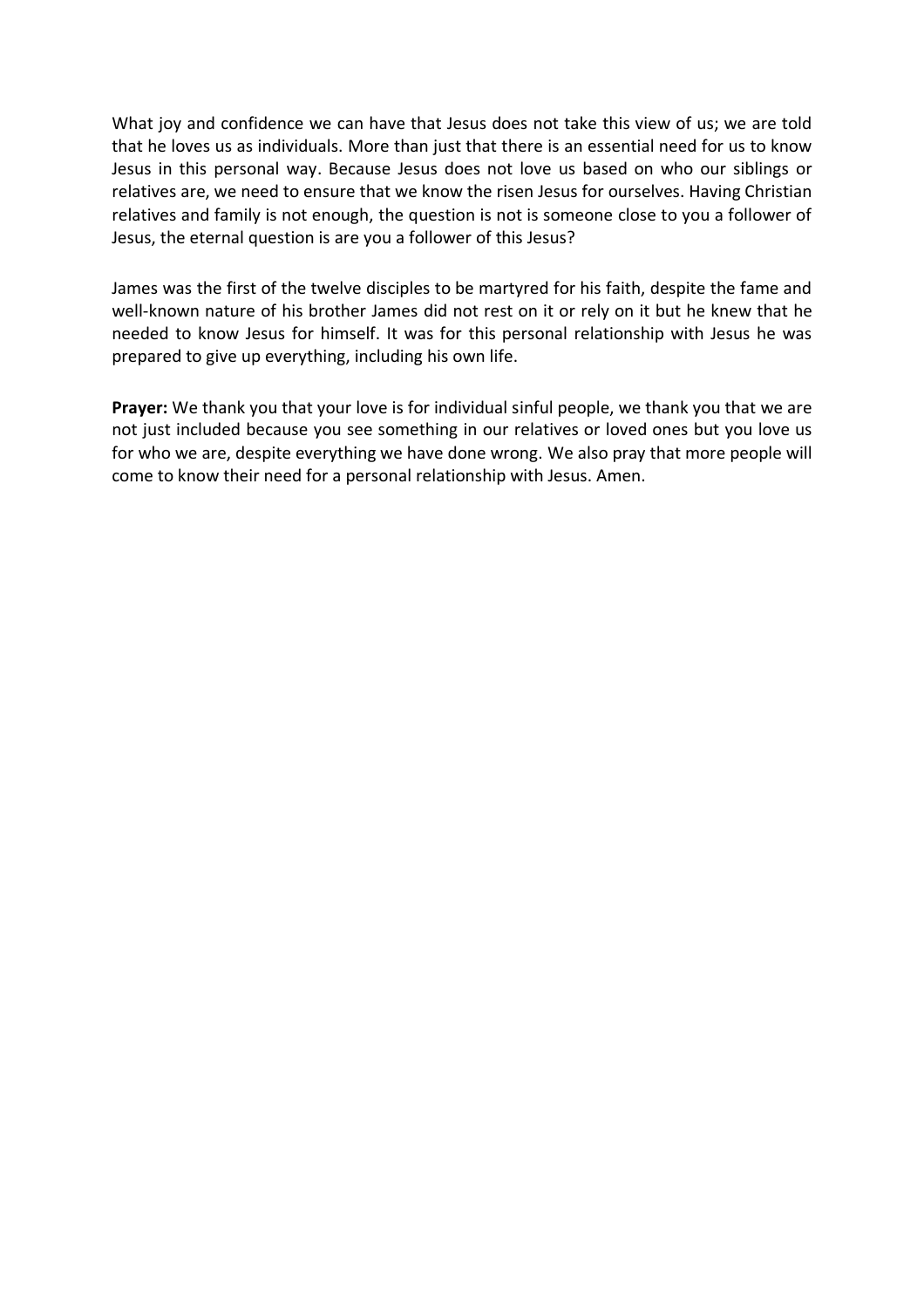What joy and confidence we can have that Jesus does not take this view of us; we are told that he loves us as individuals. More than just that there is an essential need for us to know Jesus in this personal way. Because Jesus does not love us based on who our siblings or relatives are, we need to ensure that we know the risen Jesus for ourselves. Having Christian relatives and family is not enough, the question is not is someone close to you a follower of Jesus, the eternal question is are you a follower of this Jesus?

James was the first of the twelve disciples to be martyred for his faith, despite the fame and well-known nature of his brother James did not rest on it or rely on it but he knew that he needed to know Jesus for himself. It was for this personal relationship with Jesus he was prepared to give up everything, including his own life.

**Prayer:** We thank you that your love is for individual sinful people, we thank you that we are not just included because you see something in our relatives or loved ones but you love us for who we are, despite everything we have done wrong. We also pray that more people will come to know their need for a personal relationship with Jesus. Amen.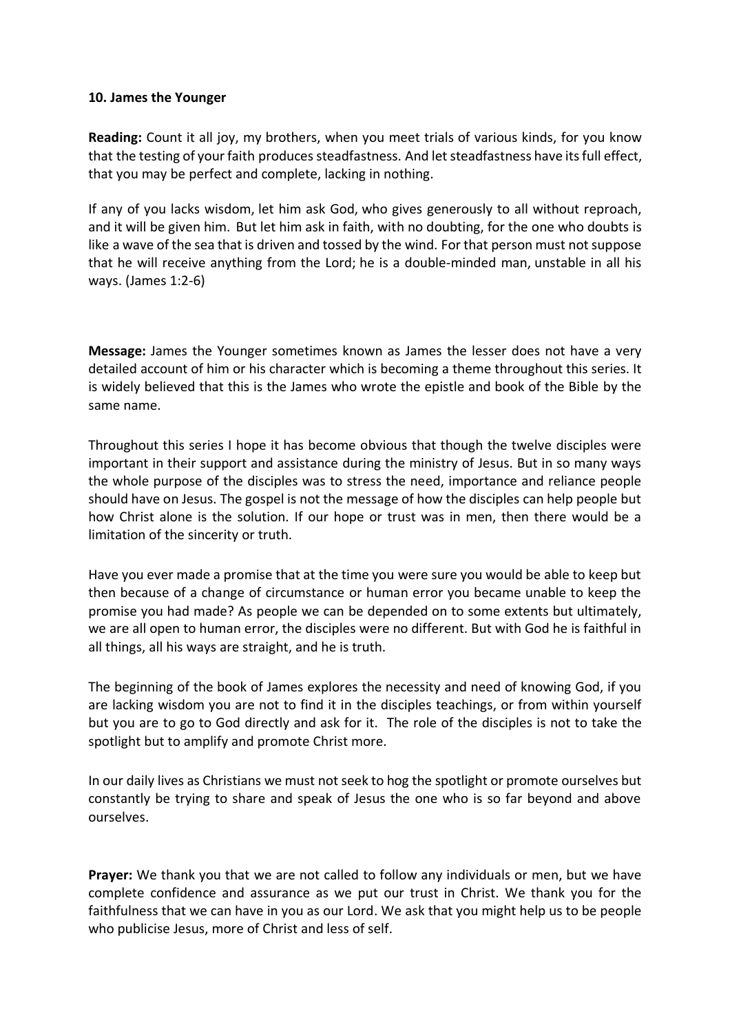**10. James the Younger**

**Reading:** Count it all joy, my brothers, when you meet trials of various kinds, for you know that the testing of your faith produces steadfastness. And let steadfastness have its full effect, that you may be perfect and complete, lacking in nothing.

If any of you lacks wisdom, let him ask God, who gives generously to all without reproach, and it will be given him. But let him ask in faith, with no doubting, for the one who doubts is like a wave of the sea that is driven and tossed by the wind. For that person must not suppose that he will receive anything from the Lord; he is a double-minded man, unstable in all his ways. (James 1:2-6)

**Message:** James the Younger sometimes known as James the lesser does not have a very detailed account of him or his character which is becoming a theme throughout this series. It is widely believed that this is the James who wrote the epistle and book of the Bible by the same name.

Throughout this series I hope it has become obvious that though the twelve disciples were important in their support and assistance during the ministry of Jesus. But in so many ways the whole purpose of the disciples was to stress the need, importance and reliance people should have on Jesus. The gospel is not the message of how the disciples can help people but how Christ alone is the solution. If our hope or trust was in men, then there would be a limitation of the sincerity or truth.

Have you ever made a promise that at the time you were sure you would be able to keep but then because of a change of circumstance or human error you became unable to keep the promise you had made? As people we can be depended on to some extents but ultimately, we are all open to human error, the disciples were no different. But with God he is faithful in all things, all his ways are straight, and he is truth.

The beginning of the book of James explores the necessity and need of knowing God, if you are lacking wisdom you are not to find it in the disciples teachings, or from within yourself but you are to go to God directly and ask for it. The role of the disciples is not to take the spotlight but to amplify and promote Christ more.

In our daily lives as Christians we must not seek to hog the spotlight or promote ourselves but constantly be trying to share and speak of Jesus the one who is so far beyond and above ourselves.

**Prayer:** We thank you that we are not called to follow any individuals or men, but we have complete confidence and assurance as we put our trust in Christ. We thank you for the faithfulness that we can have in you as our Lord. We ask that you might help us to be people who publicise Jesus, more of Christ and less of self.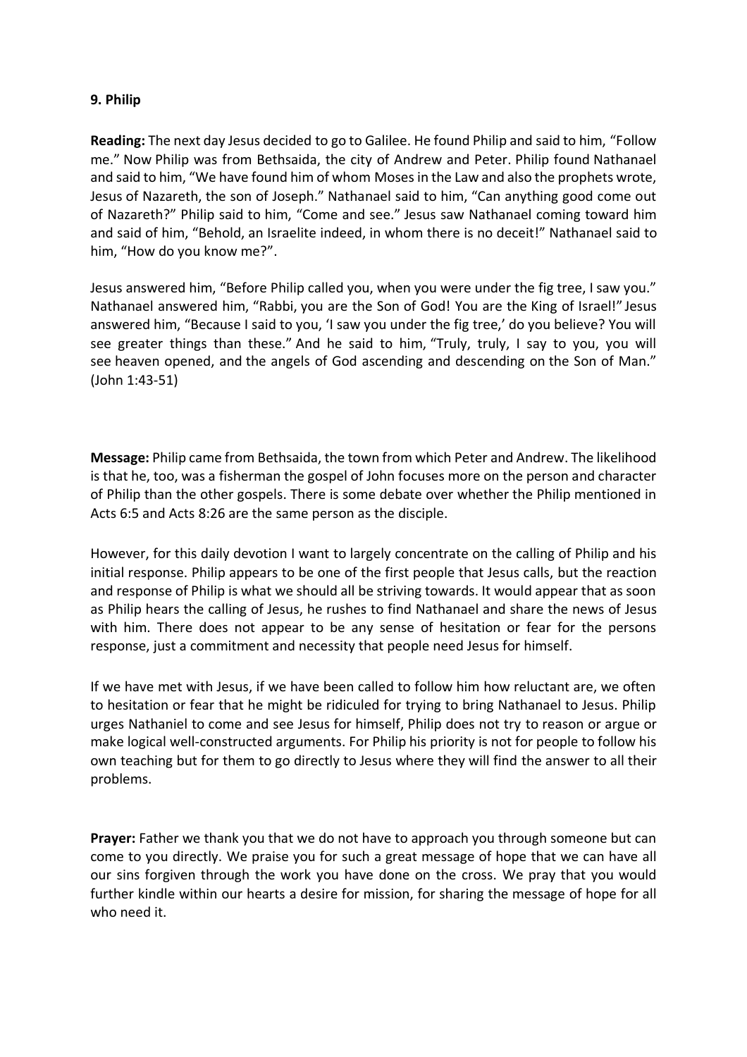**9. Philip**

**Reading:** The next day Jesus decided to go to Galilee. He found Philip and said to him, "Follow me." Now Philip was from Bethsaida, the city of Andrew and Peter. Philip found Nathanael and said to him, "We have found him of whom Moses in the Law and also the prophets wrote, Jesus of Nazareth, the son of Joseph." Nathanael said to him, "Can anything good come out of Nazareth?" Philip said to him, "Come and see." Jesus saw Nathanael coming toward him and said of him, "Behold, an Israelite indeed, in whom there is no deceit!" Nathanael said to him, "How do you know me?".

Jesus answered him, "Before Philip called you, when you were under the fig tree, I saw you." Nathanael answered him, "Rabbi, you are the Son of God! You are the King of Israel!" Jesus answered him, "Because I said to you, 'I saw you under the fig tree,' do you believe? You will see greater things than these." And he said to him, "Truly, truly, I say to you, you will see heaven opened, and the angels of God ascending and descending on the Son of Man." (John 1:43-51)

**Message:** Philip came from Bethsaida, the town from which Peter and Andrew. The likelihood is that he, too, was a fisherman the gospel of John focuses more on the person and character of Philip than the other gospels. There is some debate over whether the Philip mentioned in Acts 6:5 and Acts 8:26 are the same person as the disciple.

However, for this daily devotion I want to largely concentrate on the calling of Philip and his initial response. Philip appears to be one of the first people that Jesus calls, but the reaction and response of Philip is what we should all be striving towards. It would appear that as soon as Philip hears the calling of Jesus, he rushes to find Nathanael and share the news of Jesus with him. There does not appear to be any sense of hesitation or fear for the persons response, just a commitment and necessity that people need Jesus for himself.

If we have met with Jesus, if we have been called to follow him how reluctant are, we often to hesitation or fear that he might be ridiculed for trying to bring Nathanael to Jesus. Philip urges Nathaniel to come and see Jesus for himself, Philip does not try to reason or argue or make logical well-constructed arguments. For Philip his priority is not for people to follow his own teaching but for them to go directly to Jesus where they will find the answer to all their problems.

**Prayer:** Father we thank you that we do not have to approach you through someone but can come to you directly. We praise you for such a great message of hope that we can have all our sins forgiven through the work you have done on the cross. We pray that you would further kindle within our hearts a desire for mission, for sharing the message of hope for all who need it.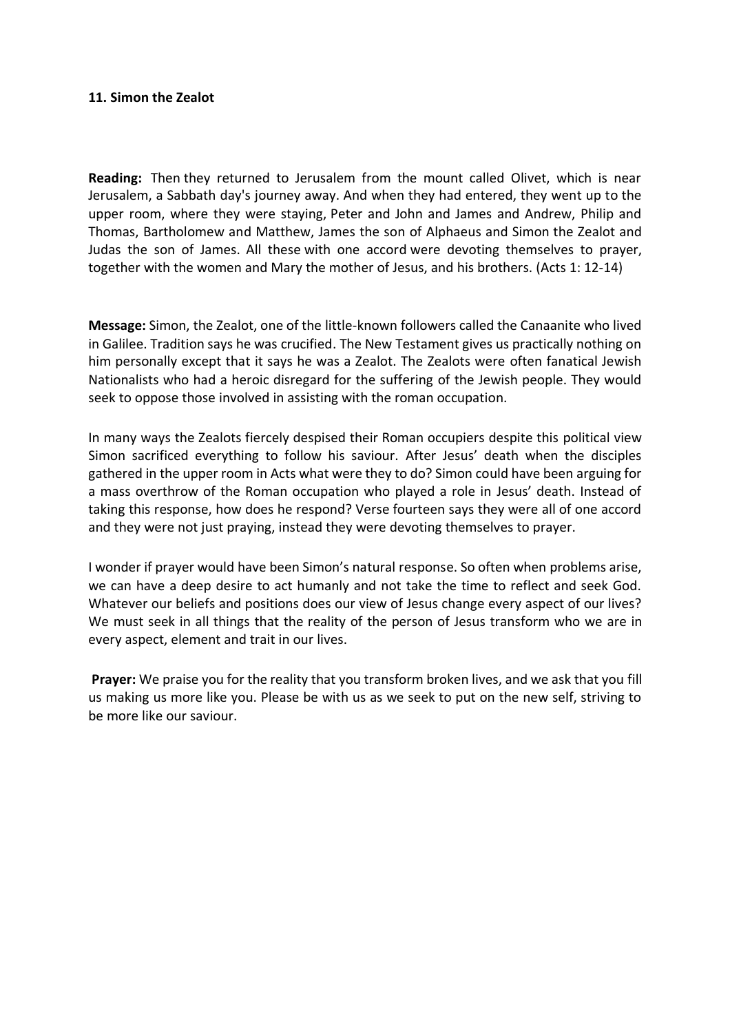**11. Simon the Zealot**

**Reading:** Then they returned to Jerusalem from the mount called Olivet, which is near Jerusalem, a Sabbath day's journey away. And when they had entered, they went up to the upper room, where they were staying, Peter and John and James and Andrew, Philip and Thomas, Bartholomew and Matthew, James the son of Alphaeus and Simon the Zealot and Judas the son of James. All these with one accord were devoting themselves to prayer, together with the women and Mary the mother of Jesus, and his brothers. (Acts 1: 12-14)

**Message:** Simon, the Zealot, one of the little-known followers called the Canaanite who lived in Galilee. Tradition says he was crucified. The New Testament gives us practically nothing on him personally except that it says he was a Zealot. The Zealots were often fanatical Jewish Nationalists who had a heroic disregard for the suffering of the Jewish people. They would seek to oppose those involved in assisting with the roman occupation.

In many ways the Zealots fiercely despised their Roman occupiers despite this political view Simon sacrificed everything to follow his saviour. After Jesus' death when the disciples gathered in the upper room in Acts what were they to do? Simon could have been arguing for a mass overthrow of the Roman occupation who played a role in Jesus' death. Instead of taking this response, how does he respond? Verse fourteen says they were all of one accord and they were not just praying, instead they were devoting themselves to prayer.

I wonder if prayer would have been Simon's natural response. So often when problems arise, we can have a deep desire to act humanly and not take the time to reflect and seek God. Whatever our beliefs and positions does our view of Jesus change every aspect of our lives? We must seek in all things that the reality of the person of Jesus transform who we are in every aspect, element and trait in our lives.

**Prayer:** We praise you for the reality that you transform broken lives, and we ask that you fill us making us more like you. Please be with us as we seek to put on the new self, striving to be more like our saviour.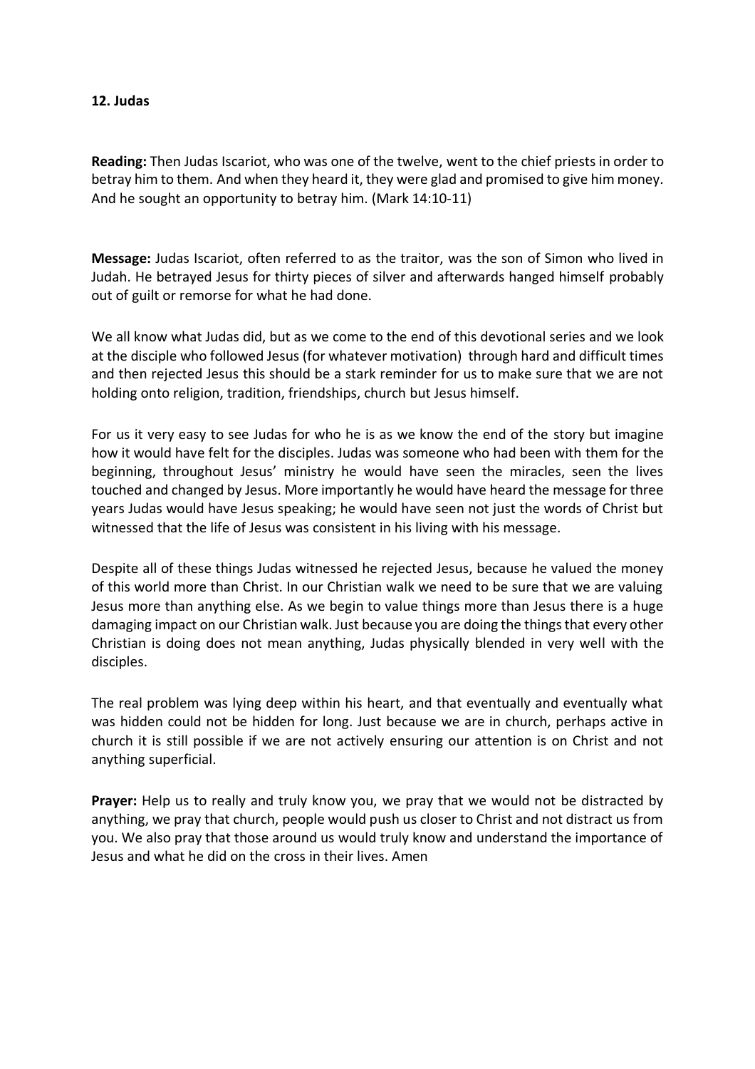**12. Judas**

**Reading:** Then Judas Iscariot, who was one of the twelve, went to the chief priests in order to betray him to them. And when they heard it, they were glad and promised to give him money. And he sought an opportunity to betray him. (Mark 14:10-11)

**Message:** Judas Iscariot, often referred to as the traitor, was the son of Simon who lived in Judah. He betrayed Jesus for thirty pieces of silver and afterwards hanged himself probably out of guilt or remorse for what he had done.

We all know what Judas did, but as we come to the end of this devotional series and we look at the disciple who followed Jesus (for whatever motivation) through hard and difficult times and then rejected Jesus this should be a stark reminder for us to make sure that we are not holding onto religion, tradition, friendships, church but Jesus himself.

For us it very easy to see Judas for who he is as we know the end of the story but imagine how it would have felt for the disciples. Judas was someone who had been with them for the beginning, throughout Jesus' ministry he would have seen the miracles, seen the lives touched and changed by Jesus. More importantly he would have heard the message for three years Judas would have Jesus speaking; he would have seen not just the words of Christ but witnessed that the life of Jesus was consistent in his living with his message.

Despite all of these things Judas witnessed he rejected Jesus, because he valued the money of this world more than Christ. In our Christian walk we need to be sure that we are valuing Jesus more than anything else. As we begin to value things more than Jesus there is a huge damaging impact on our Christian walk. Just because you are doing the things that every other Christian is doing does not mean anything, Judas physically blended in very well with the disciples.

The real problem was lying deep within his heart, and that eventually and eventually what was hidden could not be hidden for long. Just because we are in church, perhaps active in church it is still possible if we are not actively ensuring our attention is on Christ and not anything superficial.

**Prayer:** Help us to really and truly know you, we pray that we would not be distracted by anything, we pray that church, people would push us closer to Christ and not distract us from you. We also pray that those around us would truly know and understand the importance of Jesus and what he did on the cross in their lives. Amen